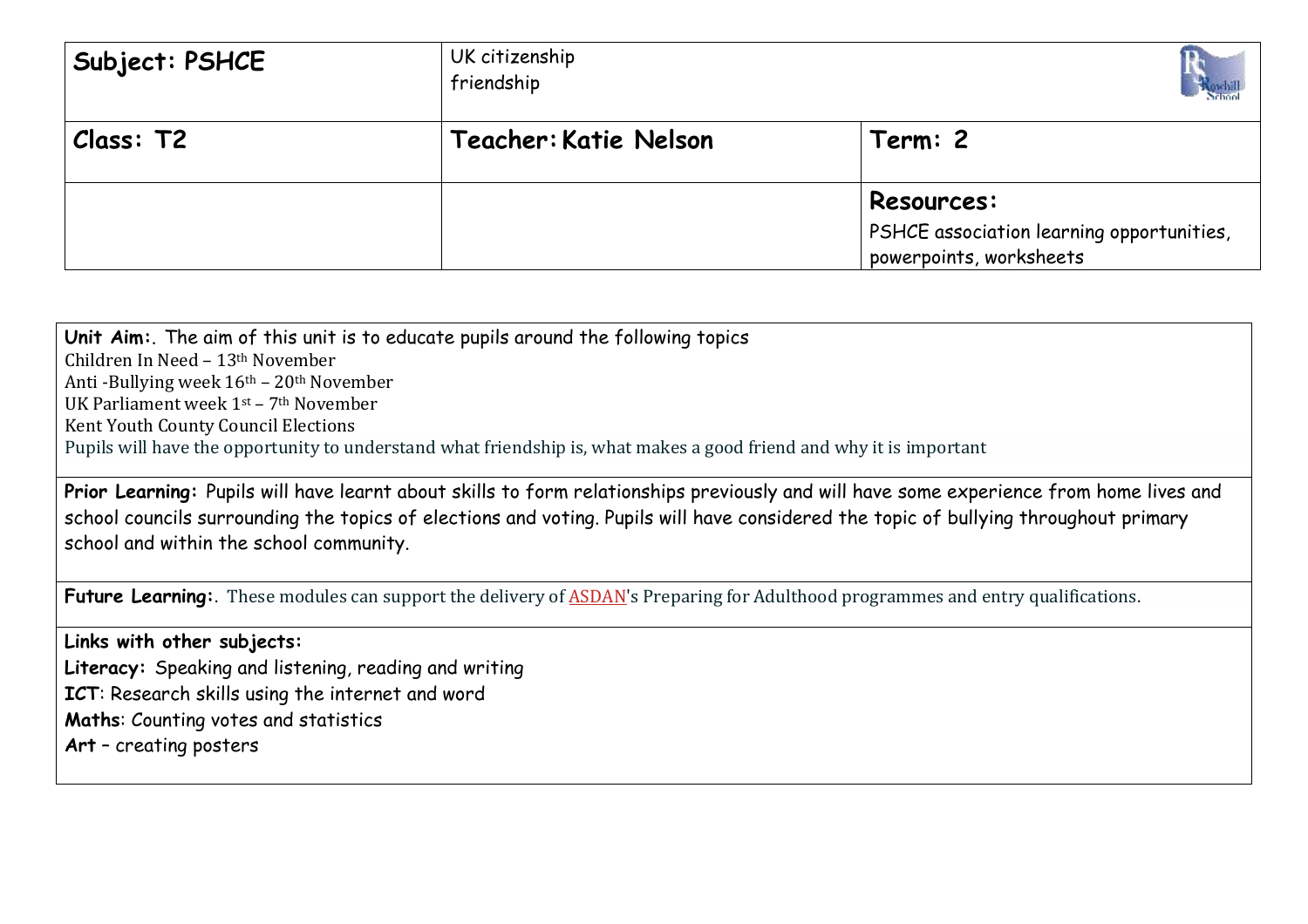| Subject: PSHCE | UK citizenship<br>friendship | |
| --- | --- | --- |
| **Class: T2** | **Teacher: Katie Nelson** | **Term: 2** |
| | | **Resources:**<br>PSHCE association learning opportunities, powerpoints, worksheets |

| |
| --- |
| **Unit Aim:**. The aim of this unit is to educate pupils around the following topics<br>Children In Need – 13th November<br>Anti -Bullying week 16th – 20th November<br>UK Parliament week 1st – 7th November<br>Kent Youth County Council Elections<br>Pupils will have the opportunity to understand what friendship is, what makes a good friend and why it is important |
| **Prior Learning:** Pupils will have learnt about skills to form relationships previously and will have some experience from home lives and school councils surrounding the topics of elections and voting. Pupils will have considered the topic of bullying throughout primary school and within the school community. |
| **Future Learning:**. These modules can support the delivery of ASDAN's Preparing for Adulthood programmes and entry qualifications. |
| **Links with other subjects:**<br>**Literacy:** Speaking and listening, reading and writing<br>**ICT**: Research skills using the internet and word<br>**Maths**: Counting votes and statistics<br>**Art** – creating posters |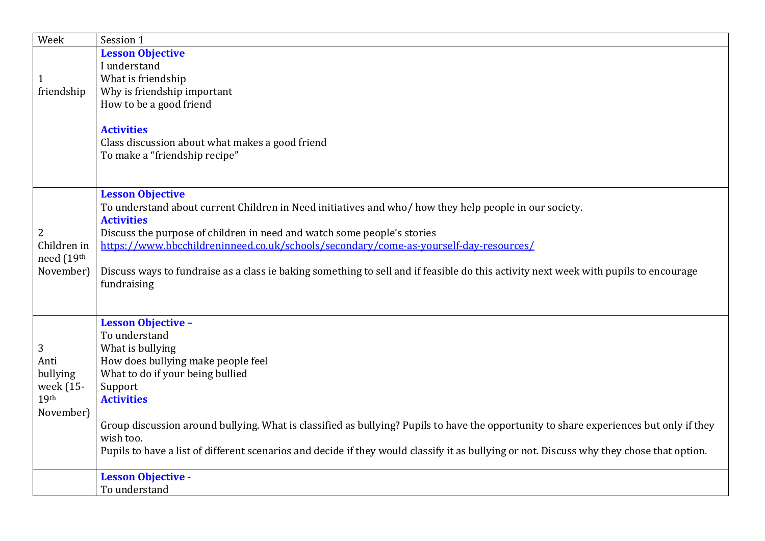| Week | Session 1 |
|---|---|
| 1<br>friendship | **Lesson Objective**<br>I understand<br>What is friendship<br>Why is friendship important<br>How to be a good friend<br><br>**Activities**<br>Class discussion about what makes a good friend<br>To make a "friendship recipe" |
| 2<br>Children in need (19th November) | **Lesson Objective**<br>To understand about current Children in Need initiatives and who/ how they help people in our society.<br>**Activities**<br>Discuss the purpose of children in need and watch some people's stories<br>[https://www.bbcchildreninneed.co.uk/schools/secondary/come-as-yourself-day-resources/](https://www.bbcchildreninneed.co.uk/schools/secondary/come-as-yourself-day-resources/)<br><br>Discuss ways to fundraise as a class ie baking something to sell and if feasible do this activity next week with pupils to encourage fundraising |
| 3<br>Anti bullying week (15-19th November) | **Lesson Objective –**<br>To understand<br>What is bullying<br>How does bullying make people feel<br>What to do if your being bullied<br>Support<br>**Activities**<br><br>Group discussion around bullying. What is classified as bullying? Pupils to have the opportunity to share experiences but only if they wish too.<br>Pupils to have a list of different scenarios and decide if they would classify it as bullying or not. Discuss why they chose that option. |
| | **Lesson Objective -**<br>To understand |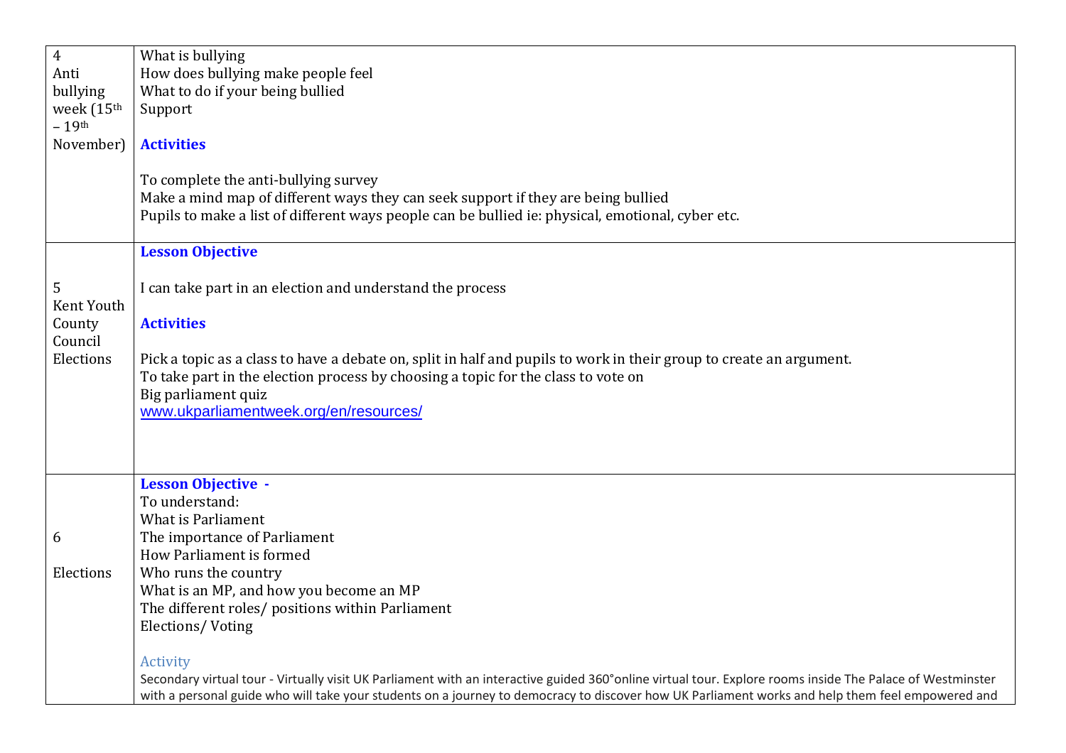| | |
|---|---|
| 4<br>Anti bullying week (15th – 19th November) | What is bullying<br>How does bullying make people feel<br>What to do if your being bullied<br>Support<br><br>**Activities**<br><br>To complete the anti-bullying survey<br>Make a mind map of different ways they can seek support if they are being bullied<br>Pupils to make a list of different ways people can be bullied ie: physical, emotional, cyber etc. |
| 5<br>Kent Youth County Council Elections | **Lesson Objective**<br><br>I can take part in an election and understand the process<br><br>**Activities**<br><br>Pick a topic as a class to have a debate on, split in half and pupils to work in their group to create an argument.<br>To take part in the election process by choosing a topic for the class to vote on<br>Big parliament quiz<br>www.ukparliamentweek.org/en/resources/ |
| 6<br><br>Elections | **Lesson Objective -**<br>To understand:<br>What is Parliament<br>The importance of Parliament<br>How Parliament is formed<br>Who runs the country<br>What is an MP, and how you become an MP<br>The different roles/ positions within Parliament<br>Elections/ Voting<br><br>Activity<br>Secondary virtual tour - Virtually visit UK Parliament with an interactive guided 360°online virtual tour. Explore rooms inside The Palace of Westminster with a personal guide who will take your students on a journey to democracy to discover how UK Parliament works and help them feel empowered and |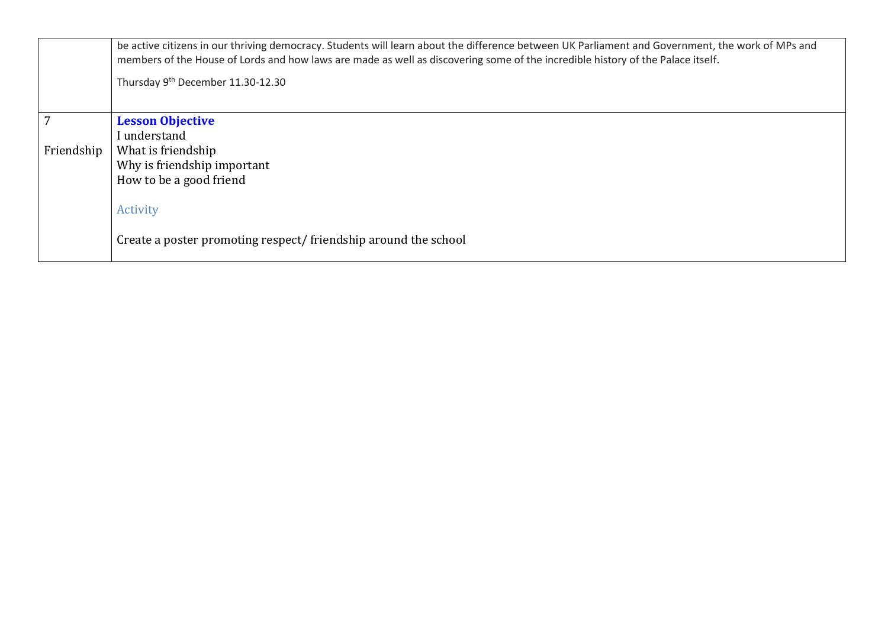| | |
|---|---|
| | be active citizens in our thriving democracy. Students will learn about the difference between UK Parliament and Government, the work of MPs and members of the House of Lords and how laws are made as well as discovering some of the incredible history of the Palace itself.<br><br>Thursday 9th December 11.30-12.30 |
| 7<br><br>Friendship | **Lesson Objective**<br>I understand<br>What is friendship<br>Why is friendship important<br>How to be a good friend<br><br>Activity<br><br>Create a poster promoting respect/ friendship around the school |